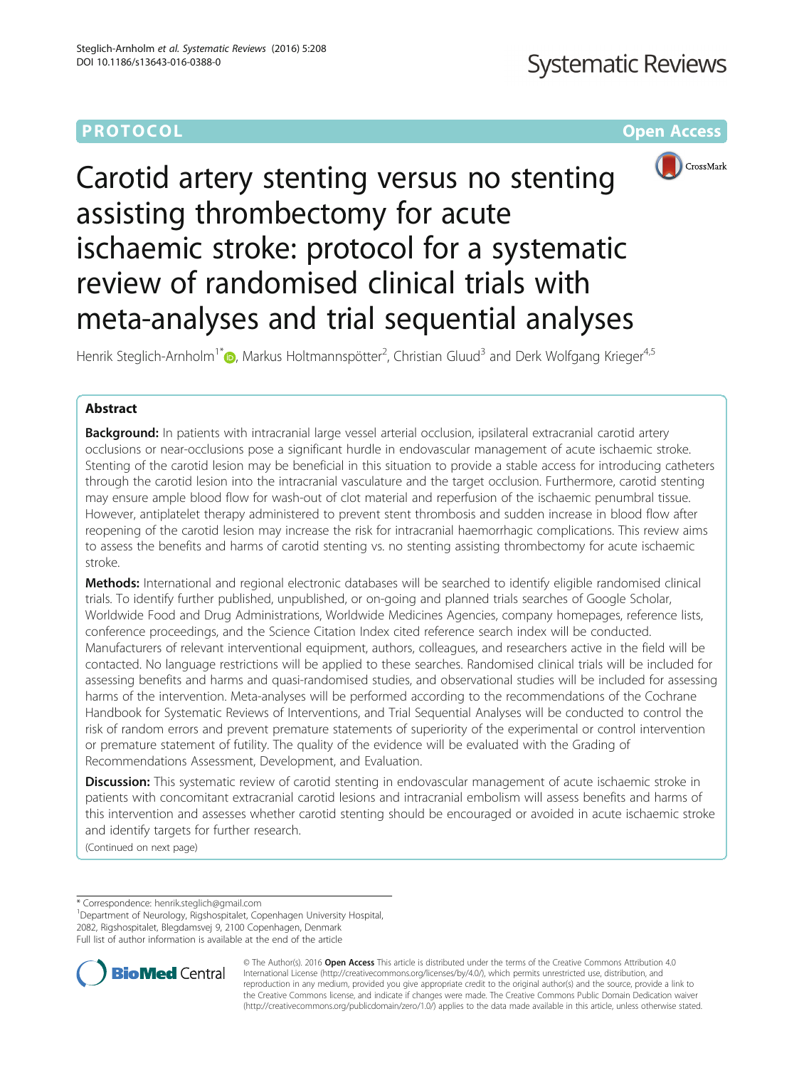PROTOCOL

Open Access

# Carotid artery stenting versus no stenting assisting thrombectomy for acute ischaemic stroke: protocol for a systematic review of randomised clinical trials with meta-analyses and trial sequential analyses

Henrik Steglich-Arnholm[1*], Markus Holtmannspötter[2], Christian Gluud[3] and Derk Wolfgang Krieger[4,5]

## Abstract

**Background:** In patients with intracranial large vessel arterial occlusion, ipsilateral extracranial carotid artery occlusions or near-occlusions pose a significant hurdle in endovascular management of acute ischaemic stroke. Stenting of the carotid lesion may be beneficial in this situation to provide a stable access for introducing catheters through the carotid lesion into the intracranial vasculature and the target occlusion. Furthermore, carotid stenting may ensure ample blood flow for wash-out of clot material and reperfusion of the ischaemic penumbral tissue. However, antiplatelet therapy administered to prevent stent thrombosis and sudden increase in blood flow after reopening of the carotid lesion may increase the risk for intracranial haemorrhagic complications. This review aims to assess the benefits and harms of carotid stenting vs. no stenting assisting thrombectomy for acute ischaemic stroke.

**Methods:** International and regional electronic databases will be searched to identify eligible randomised clinical trials. To identify further published, unpublished, or on-going and planned trials searches of Google Scholar, Worldwide Food and Drug Administrations, Worldwide Medicines Agencies, company homepages, reference lists, conference proceedings, and the Science Citation Index cited reference search index will be conducted. Manufacturers of relevant interventional equipment, authors, colleagues, and researchers active in the field will be contacted. No language restrictions will be applied to these searches. Randomised clinical trials will be included for assessing benefits and harms and quasi-randomised studies, and observational studies will be included for assessing harms of the intervention. Meta-analyses will be performed according to the recommendations of the Cochrane Handbook for Systematic Reviews of Interventions, and Trial Sequential Analyses will be conducted to control the risk of random errors and prevent premature statements of superiority of the experimental or control intervention or premature statement of futility. The quality of the evidence will be evaluated with the Grading of Recommendations Assessment, Development, and Evaluation.

**Discussion:** This systematic review of carotid stenting in endovascular management of acute ischaemic stroke in patients with concomitant extracranial carotid lesions and intracranial embolism will assess benefits and harms of this intervention and assesses whether carotid stenting should be encouraged or avoided in acute ischaemic stroke and identify targets for further research.

(Continued on next page)

---

* Correspondence: henrik.steglich@gmail.com

[1]Department of Neurology, Rigshospitalet, Copenhagen University Hospital, 2082, Rigshospitalet, Blegdamsvej 9, 2100 Copenhagen, Denmark

Full list of author information is available at the end of the article

© The Author(s). 2016 **Open Access** This article is distributed under the terms of the Creative Commons Attribution 4.0 International License (http://creativecommons.org/licenses/by/4.0/), which permits unrestricted use, distribution, and reproduction in any medium, provided you give appropriate credit to the original author(s) and the source, provide a link to the Creative Commons license, and indicate if changes were made. The Creative Commons Public Domain Dedication waiver (http://creativecommons.org/publicdomain/zero/1.0/) applies to the data made available in this article, unless otherwise stated.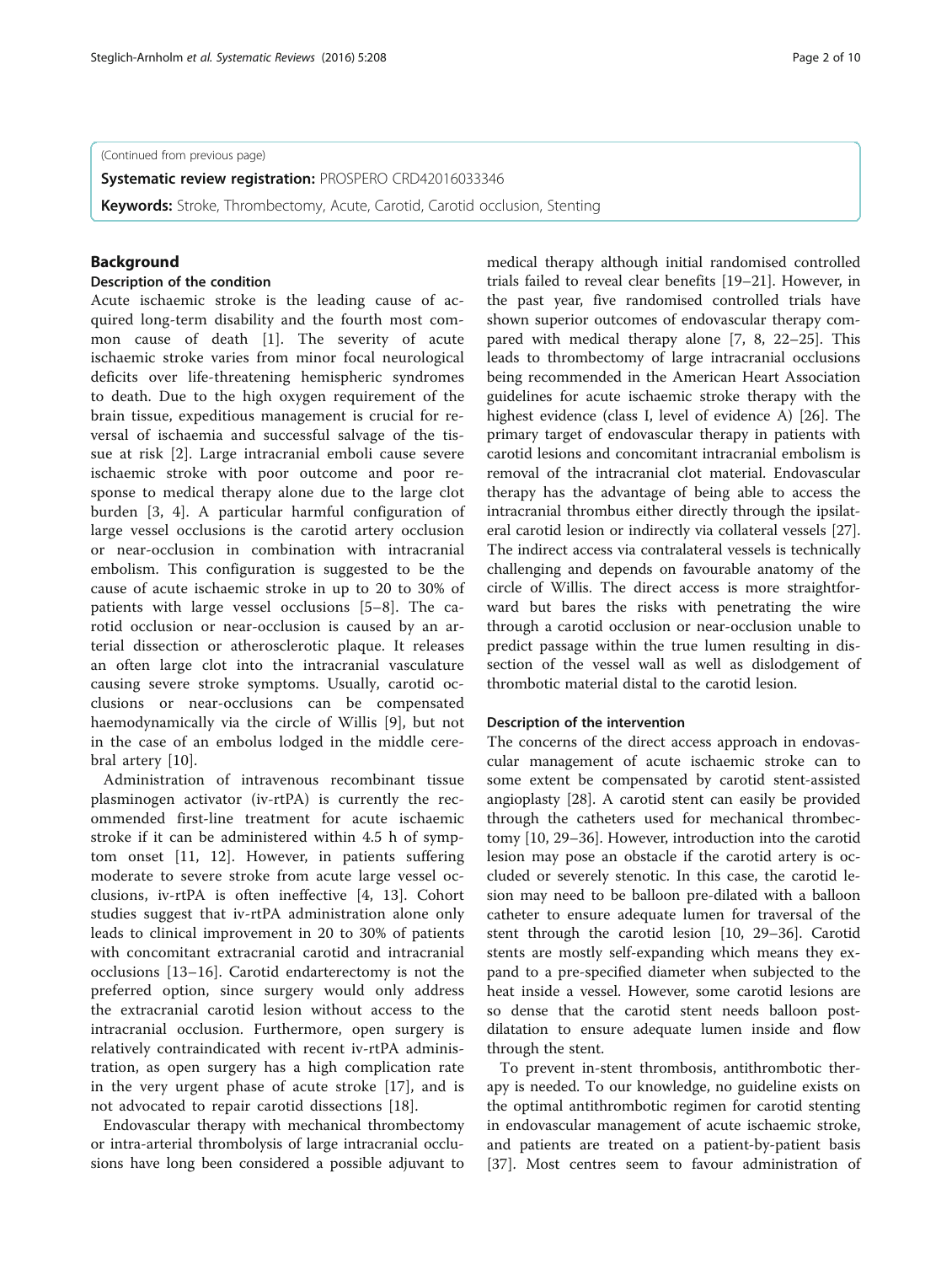(Continued from previous page)

**Systematic review registration:** PROSPERO CRD42016033346

**Keywords:** Stroke, Thrombectomy, Acute, Carotid, Carotid occlusion, Stenting

## Background

### Description of the condition

Acute ischaemic stroke is the leading cause of acquired long-term disability and the fourth most common cause of death [1]. The severity of acute ischaemic stroke varies from minor focal neurological deficits over life-threatening hemispheric syndromes to death. Due to the high oxygen requirement of the brain tissue, expeditious management is crucial for reversal of ischaemia and successful salvage of the tissue at risk [2]. Large intracranial emboli cause severe ischaemic stroke with poor outcome and poor response to medical therapy alone due to the large clot burden [3, 4]. A particular harmful configuration of large vessel occlusions is the carotid artery occlusion or near-occlusion in combination with intracranial embolism. This configuration is suggested to be the cause of acute ischaemic stroke in up to 20 to 30% of patients with large vessel occlusions [5–8]. The carotid occlusion or near-occlusion is caused by an arterial dissection or atherosclerotic plaque. It releases an often large clot into the intracranial vasculature causing severe stroke symptoms. Usually, carotid occlusions or near-occlusions can be compensated haemodynamically via the circle of Willis [9], but not in the case of an embolus lodged in the middle cerebral artery [10].

Administration of intravenous recombinant tissue plasminogen activator (iv-rtPA) is currently the recommended first-line treatment for acute ischaemic stroke if it can be administered within 4.5 h of symptom onset [11, 12]. However, in patients suffering moderate to severe stroke from acute large vessel occlusions, iv-rtPA is often ineffective [4, 13]. Cohort studies suggest that iv-rtPA administration alone only leads to clinical improvement in 20 to 30% of patients with concomitant extracranial carotid and intracranial occlusions [13–16]. Carotid endarterectomy is not the preferred option, since surgery would only address the extracranial carotid lesion without access to the intracranial occlusion. Furthermore, open surgery is relatively contraindicated with recent iv-rtPA administration, as open surgery has a high complication rate in the very urgent phase of acute stroke [17], and is not advocated to repair carotid dissections [18].

Endovascular therapy with mechanical thrombectomy or intra-arterial thrombolysis of large intracranial occlusions have long been considered a possible adjuvant to medical therapy although initial randomised controlled trials failed to reveal clear benefits [19–21]. However, in the past year, five randomised controlled trials have shown superior outcomes of endovascular therapy compared with medical therapy alone [7, 8, 22–25]. This leads to thrombectomy of large intracranial occlusions being recommended in the American Heart Association guidelines for acute ischaemic stroke therapy with the highest evidence (class I, level of evidence A) [26]. The primary target of endovascular therapy in patients with carotid lesions and concomitant intracranial embolism is removal of the intracranial clot material. Endovascular therapy has the advantage of being able to access the intracranial thrombus either directly through the ipsilateral carotid lesion or indirectly via collateral vessels [27]. The indirect access via contralateral vessels is technically challenging and depends on favourable anatomy of the circle of Willis. The direct access is more straightforward but bares the risks with penetrating the wire through a carotid occlusion or near-occlusion unable to predict passage within the true lumen resulting in dissection of the vessel wall as well as dislodgement of thrombotic material distal to the carotid lesion.

### Description of the intervention

The concerns of the direct access approach in endovascular management of acute ischaemic stroke can to some extent be compensated by carotid stent-assisted angioplasty [28]. A carotid stent can easily be provided through the catheters used for mechanical thrombectomy [10, 29–36]. However, introduction into the carotid lesion may pose an obstacle if the carotid artery is occluded or severely stenotic. In this case, the carotid lesion may need to be balloon pre-dilated with a balloon catheter to ensure adequate lumen for traversal of the stent through the carotid lesion [10, 29–36]. Carotid stents are mostly self-expanding which means they expand to a pre-specified diameter when subjected to the heat inside a vessel. However, some carotid lesions are so dense that the carotid stent needs balloon post-dilatation to ensure adequate lumen inside and flow through the stent.

To prevent in-stent thrombosis, antithrombotic therapy is needed. To our knowledge, no guideline exists on the optimal antithrombotic regimen for carotid stenting in endovascular management of acute ischaemic stroke, and patients are treated on a patient-by-patient basis [37]. Most centres seem to favour administration of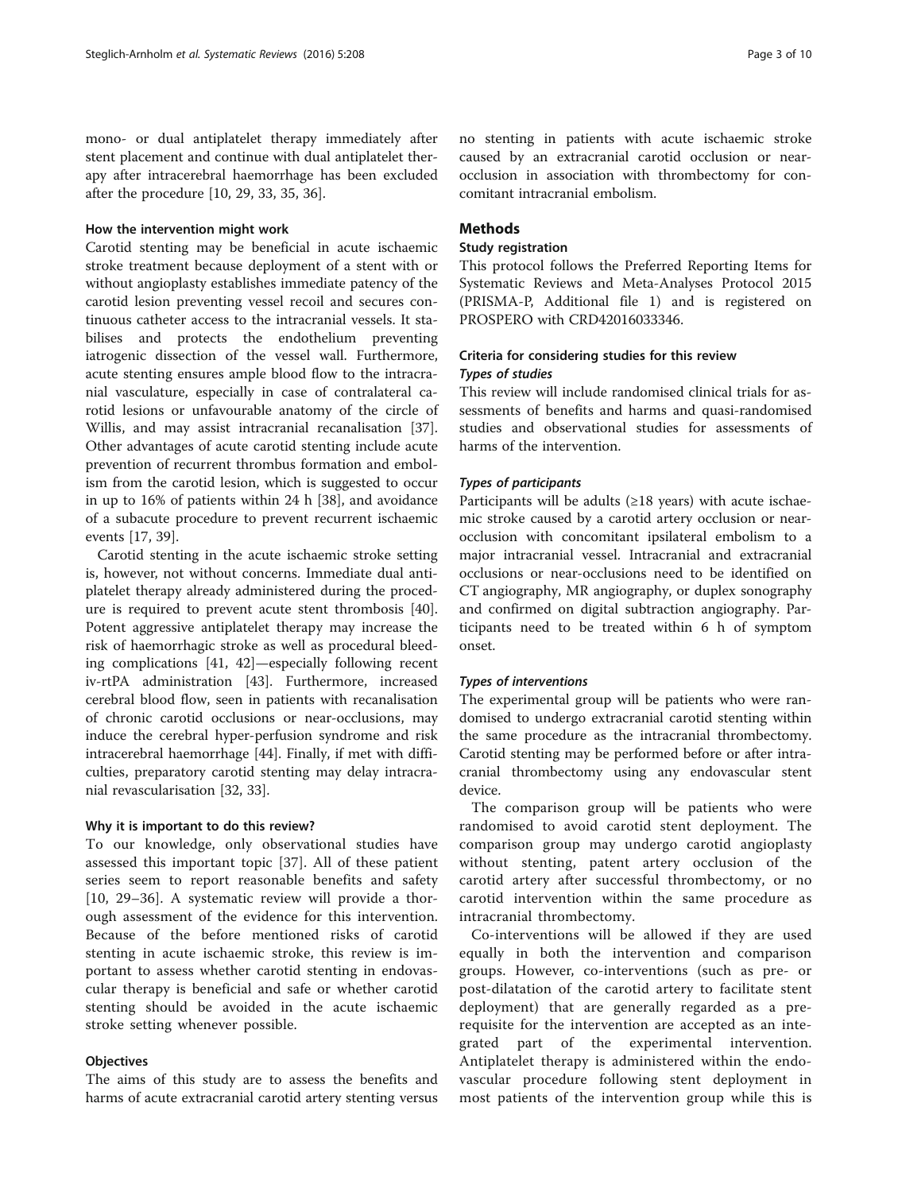mono- or dual antiplatelet therapy immediately after stent placement and continue with dual antiplatelet therapy after intracerebral haemorrhage has been excluded after the procedure [10, 29, 33, 35, 36].

### How the intervention might work

Carotid stenting may be beneficial in acute ischaemic stroke treatment because deployment of a stent with or without angioplasty establishes immediate patency of the carotid lesion preventing vessel recoil and secures continuous catheter access to the intracranial vessels. It stabilises and protects the endothelium preventing iatrogenic dissection of the vessel wall. Furthermore, acute stenting ensures ample blood flow to the intracranial vasculature, especially in case of contralateral carotid lesions or unfavourable anatomy of the circle of Willis, and may assist intracranial recanalisation [37]. Other advantages of acute carotid stenting include acute prevention of recurrent thrombus formation and embolism from the carotid lesion, which is suggested to occur in up to 16% of patients within 24 h [38], and avoidance of a subacute procedure to prevent recurrent ischaemic events [17, 39].

Carotid stenting in the acute ischaemic stroke setting is, however, not without concerns. Immediate dual antiplatelet therapy already administered during the procedure is required to prevent acute stent thrombosis [40]. Potent aggressive antiplatelet therapy may increase the risk of haemorrhagic stroke as well as procedural bleeding complications [41, 42]—especially following recent iv-rtPA administration [43]. Furthermore, increased cerebral blood flow, seen in patients with recanalisation of chronic carotid occlusions or near-occlusions, may induce the cerebral hyper-perfusion syndrome and risk intracerebral haemorrhage [44]. Finally, if met with difficulties, preparatory carotid stenting may delay intracranial revascularisation [32, 33].

### Why it is important to do this review?

To our knowledge, only observational studies have assessed this important topic [37]. All of these patient series seem to report reasonable benefits and safety [10, 29–36]. A systematic review will provide a thorough assessment of the evidence for this intervention. Because of the before mentioned risks of carotid stenting in acute ischaemic stroke, this review is important to assess whether carotid stenting in endovascular therapy is beneficial and safe or whether carotid stenting should be avoided in the acute ischaemic stroke setting whenever possible.

### Objectives

The aims of this study are to assess the benefits and harms of acute extracranial carotid artery stenting versus no stenting in patients with acute ischaemic stroke caused by an extracranial carotid occlusion or near-occlusion in association with thrombectomy for concomitant intracranial embolism.

## Methods

### Study registration

This protocol follows the Preferred Reporting Items for Systematic Reviews and Meta-Analyses Protocol 2015 (PRISMA-P, Additional file 1) and is registered on PROSPERO with CRD42016033346.

### Criteria for considering studies for this review

#### *Types of studies*

This review will include randomised clinical trials for assessments of benefits and harms and quasi-randomised studies and observational studies for assessments of harms of the intervention.

#### *Types of participants*

Participants will be adults (≥18 years) with acute ischaemic stroke caused by a carotid artery occlusion or near-occlusion with concomitant ipsilateral embolism to a major intracranial vessel. Intracranial and extracranial occlusions or near-occlusions need to be identified on CT angiography, MR angiography, or duplex sonography and confirmed on digital subtraction angiography. Participants need to be treated within 6 h of symptom onset.

#### *Types of interventions*

The experimental group will be patients who were randomised to undergo extracranial carotid stenting within the same procedure as the intracranial thrombectomy. Carotid stenting may be performed before or after intracranial thrombectomy using any endovascular stent device.

The comparison group will be patients who were randomised to avoid carotid stent deployment. The comparison group may undergo carotid angioplasty without stenting, patent artery occlusion of the carotid artery after successful thrombectomy, or no carotid intervention within the same procedure as intracranial thrombectomy.

Co-interventions will be allowed if they are used equally in both the intervention and comparison groups. However, co-interventions (such as pre- or post-dilatation of the carotid artery to facilitate stent deployment) that are generally regarded as a prerequisite for the intervention are accepted as an integrated part of the experimental intervention. Antiplatelet therapy is administered within the endovascular procedure following stent deployment in most patients of the intervention group while this is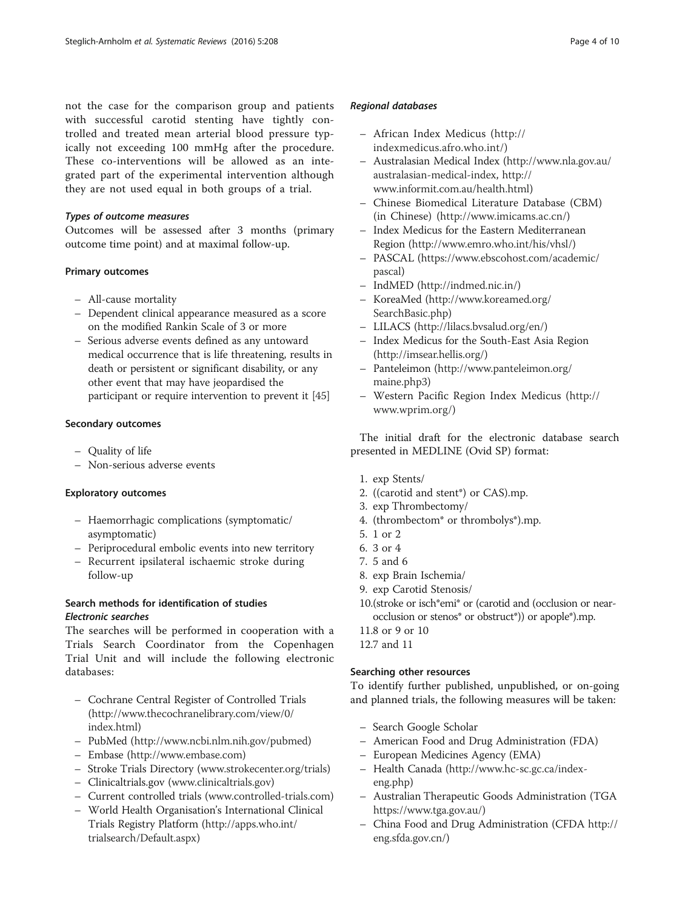not the case for the comparison group and patients with successful carotid stenting have tightly controlled and treated mean arterial blood pressure typically not exceeding 100 mmHg after the procedure. These co-interventions will be allowed as an integrated part of the experimental intervention although they are not used equal in both groups of a trial.

#### *Types of outcome measures*

Outcomes will be assessed after 3 months (primary outcome time point) and at maximal follow-up.

#### Primary outcomes

- All-cause mortality
- Dependent clinical appearance measured as a score on the modified Rankin Scale of 3 or more
- Serious adverse events defined as any untoward medical occurrence that is life threatening, results in death or persistent or significant disability, or any other event that may have jeopardised the participant or require intervention to prevent it [45]

#### Secondary outcomes

- Quality of life
- Non-serious adverse events

#### Exploratory outcomes

- Haemorrhagic complications (symptomatic/asymptomatic)
- Periprocedural embolic events into new territory
- Recurrent ipsilateral ischaemic stroke during follow-up

### Search methods for identification of studies

#### *Electronic searches*

The searches will be performed in cooperation with a Trials Search Coordinator from the Copenhagen Trial Unit and will include the following electronic databases:

- Cochrane Central Register of Controlled Trials (http://www.thecochranelibrary.com/view/0/index.html)
- PubMed (http://www.ncbi.nlm.nih.gov/pubmed)
- Embase (http://www.embase.com)
- Stroke Trials Directory (www.strokecenter.org/trials)
- Clinicaltrials.gov (www.clinicaltrials.gov)
- Current controlled trials (www.controlled-trials.com)
- World Health Organisation's International Clinical Trials Registry Platform (http://apps.who.int/trialsearch/Default.aspx)

#### *Regional databases*

- African Index Medicus (http://indexmedicus.afro.who.int/)
- Australasian Medical Index (http://www.nla.gov.au/australasian-medical-index, http://www.informit.com.au/health.html)
- Chinese Biomedical Literature Database (CBM) (in Chinese) (http://www.imicams.ac.cn/)
- Index Medicus for the Eastern Mediterranean Region (http://www.emro.who.int/his/vhsl/)
- PASCAL (https://www.ebscohost.com/academic/pascal)
- IndMED (http://indmed.nic.in/)
- KoreaMed (http://www.koreamed.org/SearchBasic.php)
- LILACS (http://lilacs.bvsalud.org/en/)
- Index Medicus for the South-East Asia Region (http://imsear.hellis.org/)
- Panteleimon (http://www.panteleimon.org/maine.php3)
- Western Pacific Region Index Medicus (http://www.wprim.org/)

The initial draft for the electronic database search presented in MEDLINE (Ovid SP) format:

1. exp Stents/
2. ((carotid and stent*) or CAS).mp.
3. exp Thrombectomy/
4. (thrombectom* or thrombolys*).mp.
5. 1 or 2
6. 3 or 4
7. 5 and 6
8. exp Brain Ischemia/
9. exp Carotid Stenosis/
10. (stroke or isch*emi* or (carotid and (occlusion or near-occlusion or stenos* or obstruct*)) or apople*).mp.
11. 8 or 9 or 10
12. 7 and 11

#### Searching other resources

To identify further published, unpublished, or on-going and planned trials, the following measures will be taken:

- Search Google Scholar
- American Food and Drug Administration (FDA)
- European Medicines Agency (EMA)
- Health Canada (http://www.hc-sc.gc.ca/index-eng.php)
- Australian Therapeutic Goods Administration (TGA https://www.tga.gov.au/)
- China Food and Drug Administration (CFDA http://eng.sfda.gov.cn/)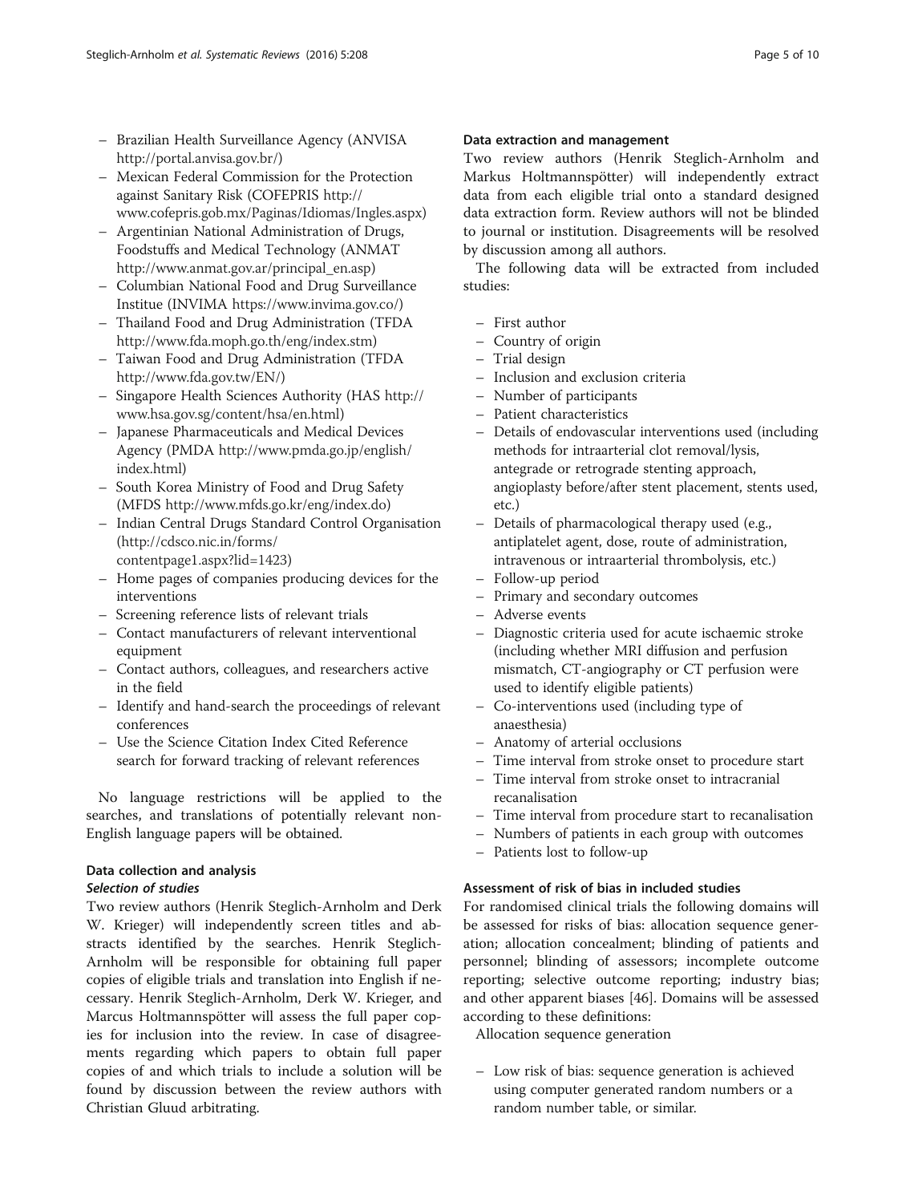- Brazilian Health Surveillance Agency (ANVISA http://portal.anvisa.gov.br/)
- Mexican Federal Commission for the Protection against Sanitary Risk (COFEPRIS http://www.cofepris.gob.mx/Paginas/Idiomas/Ingles.aspx)
- Argentinian National Administration of Drugs, Foodstuffs and Medical Technology (ANMAT http://www.anmat.gov.ar/principal_en.asp)
- Columbian National Food and Drug Surveillance Institue (INVIMA https://www.invima.gov.co/)
- Thailand Food and Drug Administration (TFDA http://www.fda.moph.go.th/eng/index.stm)
- Taiwan Food and Drug Administration (TFDA http://www.fda.gov.tw/EN/)
- Singapore Health Sciences Authority (HAS http://www.hsa.gov.sg/content/hsa/en.html)
- Japanese Pharmaceuticals and Medical Devices Agency (PMDA http://www.pmda.go.jp/english/index.html)
- South Korea Ministry of Food and Drug Safety (MFDS http://www.mfds.go.kr/eng/index.do)
- Indian Central Drugs Standard Control Organisation (http://cdsco.nic.in/forms/contentpage1.aspx?lid=1423)
- Home pages of companies producing devices for the interventions
- Screening reference lists of relevant trials
- Contact manufacturers of relevant interventional equipment
- Contact authors, colleagues, and researchers active in the field
- Identify and hand-search the proceedings of relevant conferences
- Use the Science Citation Index Cited Reference search for forward tracking of relevant references

No language restrictions will be applied to the searches, and translations of potentially relevant non-English language papers will be obtained.

## Data collection and analysis

### Selection of studies

Two review authors (Henrik Steglich-Arnholm and Derk W. Krieger) will independently screen titles and abstracts identified by the searches. Henrik Steglich-Arnholm will be responsible for obtaining full paper copies of eligible trials and translation into English if necessary. Henrik Steglich-Arnholm, Derk W. Krieger, and Marcus Holtmannspötter will assess the full paper copies for inclusion into the review. In case of disagreements regarding which papers to obtain full paper copies of and which trials to include a solution will be found by discussion between the review authors with Christian Gluud arbitrating.

### Data extraction and management

Two review authors (Henrik Steglich-Arnholm and Markus Holtmannspötter) will independently extract data from each eligible trial onto a standard designed data extraction form. Review authors will not be blinded to journal or institution. Disagreements will be resolved by discussion among all authors.

The following data will be extracted from included studies:

- First author
- Country of origin
- Trial design
- Inclusion and exclusion criteria
- Number of participants
- Patient characteristics
- Details of endovascular interventions used (including methods for intraarterial clot removal/lysis, antegrade or retrograde stenting approach, angioplasty before/after stent placement, stents used, etc.)
- Details of pharmacological therapy used (e.g., antiplatelet agent, dose, route of administration, intravenous or intraarterial thrombolysis, etc.)
- Follow-up period
- Primary and secondary outcomes
- Adverse events
- Diagnostic criteria used for acute ischaemic stroke (including whether MRI diffusion and perfusion mismatch, CT-angiography or CT perfusion were used to identify eligible patients)
- Co-interventions used (including type of anaesthesia)
- Anatomy of arterial occlusions
- Time interval from stroke onset to procedure start
- Time interval from stroke onset to intracranial recanalisation
- Time interval from procedure start to recanalisation
- Numbers of patients in each group with outcomes
- Patients lost to follow-up

### Assessment of risk of bias in included studies

For randomised clinical trials the following domains will be assessed for risks of bias: allocation sequence generation; allocation concealment; blinding of patients and personnel; blinding of assessors; incomplete outcome reporting; selective outcome reporting; industry bias; and other apparent biases [46]. Domains will be assessed according to these definitions:

Allocation sequence generation

- Low risk of bias: sequence generation is achieved using computer generated random numbers or a random number table, or similar.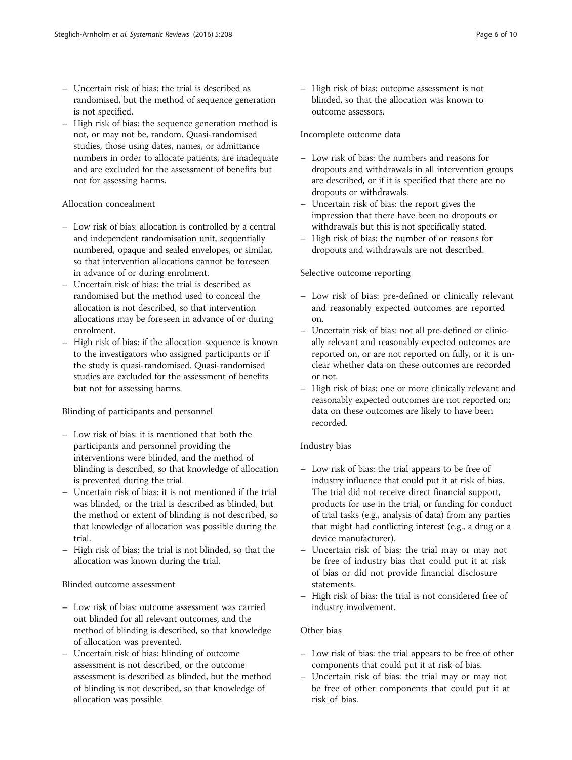– Uncertain risk of bias: the trial is described as randomised, but the method of sequence generation is not specified.
– High risk of bias: the sequence generation method is not, or may not be, random. Quasi-randomised studies, those using dates, names, or admittance numbers in order to allocate patients, are inadequate and are excluded for the assessment of benefits but not for assessing harms.

Allocation concealment

– Low risk of bias: allocation is controlled by a central and independent randomisation unit, sequentially numbered, opaque and sealed envelopes, or similar, so that intervention allocations cannot be foreseen in advance of or during enrolment.
– Uncertain risk of bias: the trial is described as randomised but the method used to conceal the allocation is not described, so that intervention allocations may be foreseen in advance of or during enrolment.
– High risk of bias: if the allocation sequence is known to the investigators who assigned participants or if the study is quasi-randomised. Quasi-randomised studies are excluded for the assessment of benefits but not for assessing harms.

Blinding of participants and personnel

– Low risk of bias: it is mentioned that both the participants and personnel providing the interventions were blinded, and the method of blinding is described, so that knowledge of allocation is prevented during the trial.
– Uncertain risk of bias: it is not mentioned if the trial was blinded, or the trial is described as blinded, but the method or extent of blinding is not described, so that knowledge of allocation was possible during the trial.
– High risk of bias: the trial is not blinded, so that the allocation was known during the trial.

Blinded outcome assessment

– Low risk of bias: outcome assessment was carried out blinded for all relevant outcomes, and the method of blinding is described, so that knowledge of allocation was prevented.
– Uncertain risk of bias: blinding of outcome assessment is not described, or the outcome assessment is described as blinded, but the method of blinding is not described, so that knowledge of allocation was possible.
– High risk of bias: outcome assessment is not blinded, so that the allocation was known to outcome assessors.

Incomplete outcome data

– Low risk of bias: the numbers and reasons for dropouts and withdrawals in all intervention groups are described, or if it is specified that there are no dropouts or withdrawals.
– Uncertain risk of bias: the report gives the impression that there have been no dropouts or withdrawals but this is not specifically stated.
– High risk of bias: the number of or reasons for dropouts and withdrawals are not described.

Selective outcome reporting

– Low risk of bias: pre-defined or clinically relevant and reasonably expected outcomes are reported on.
– Uncertain risk of bias: not all pre-defined or clinically relevant and reasonably expected outcomes are reported on, or are not reported on fully, or it is unclear whether data on these outcomes are recorded or not.
– High risk of bias: one or more clinically relevant and reasonably expected outcomes are not reported on; data on these outcomes are likely to have been recorded.

Industry bias

– Low risk of bias: the trial appears to be free of industry influence that could put it at risk of bias. The trial did not receive direct financial support, products for use in the trial, or funding for conduct of trial tasks (e.g., analysis of data) from any parties that might had conflicting interest (e.g., a drug or a device manufacturer).
– Uncertain risk of bias: the trial may or may not be free of industry bias that could put it at risk of bias or did not provide financial disclosure statements.
– High risk of bias: the trial is not considered free of industry involvement.

Other bias

– Low risk of bias: the trial appears to be free of other components that could put it at risk of bias.
– Uncertain risk of bias: the trial may or may not be free of other components that could put it at risk of bias.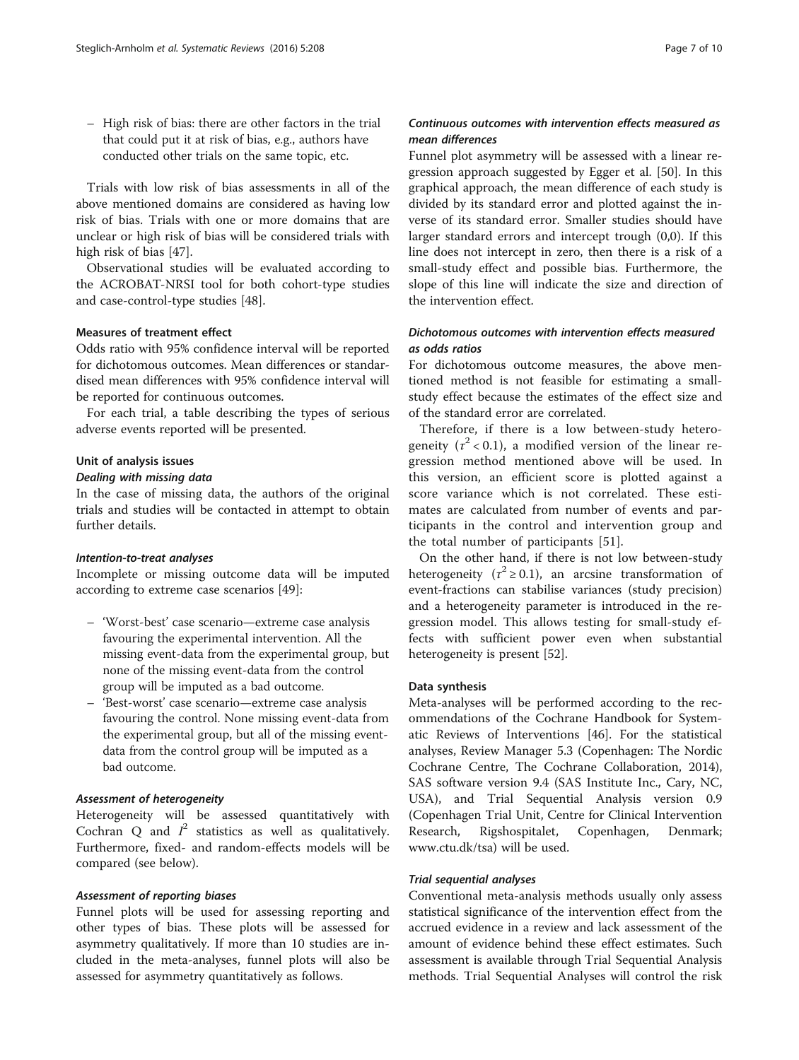– High risk of bias: there are other factors in the trial that could put it at risk of bias, e.g., authors have conducted other trials on the same topic, etc.

Trials with low risk of bias assessments in all of the above mentioned domains are considered as having low risk of bias. Trials with one or more domains that are unclear or high risk of bias will be considered trials with high risk of bias [47].

Observational studies will be evaluated according to the ACROBAT-NRSI tool for both cohort-type studies and case-control-type studies [48].

#### Measures of treatment effect

Odds ratio with 95% confidence interval will be reported for dichotomous outcomes. Mean differences or standardised mean differences with 95% confidence interval will be reported for continuous outcomes.

For each trial, a table describing the types of serious adverse events reported will be presented.

#### Unit of analysis issues

##### *Dealing with missing data*

In the case of missing data, the authors of the original trials and studies will be contacted in attempt to obtain further details.

##### *Intention-to-treat analyses*

Incomplete or missing outcome data will be imputed according to extreme case scenarios [49]:

– 'Worst-best' case scenario—extreme case analysis favouring the experimental intervention. All the missing event-data from the experimental group, but none of the missing event-data from the control group will be imputed as a bad outcome.
– 'Best-worst' case scenario—extreme case analysis favouring the control. None missing event-data from the experimental group, but all of the missing event-data from the control group will be imputed as a bad outcome.

##### *Assessment of heterogeneity*

Heterogeneity will be assessed quantitatively with Cochran Q and $I^2$ statistics as well as qualitatively. Furthermore, fixed- and random-effects models will be compared (see below).

##### *Assessment of reporting biases*

Funnel plots will be used for assessing reporting and other types of bias. These plots will be assessed for asymmetry qualitatively. If more than 10 studies are included in the meta-analyses, funnel plots will also be assessed for asymmetry quantitatively as follows.

##### *Continuous outcomes with intervention effects measured as mean differences*

Funnel plot asymmetry will be assessed with a linear regression approach suggested by Egger et al. [50]. In this graphical approach, the mean difference of each study is divided by its standard error and plotted against the inverse of its standard error. Smaller studies should have larger standard errors and intercept trough (0,0). If this line does not intercept in zero, then there is a risk of a small-study effect and possible bias. Furthermore, the slope of this line will indicate the size and direction of the intervention effect.

##### *Dichotomous outcomes with intervention effects measured as odds ratios*

For dichotomous outcome measures, the above mentioned method is not feasible for estimating a small-study effect because the estimates of the effect size and of the standard error are correlated.

Therefore, if there is a low between-study heterogeneity ($\tau^2 < 0.1$), a modified version of the linear regression method mentioned above will be used. In this version, an efficient score is plotted against a score variance which is not correlated. These estimates are calculated from number of events and participants in the control and intervention group and the total number of participants [51].

On the other hand, if there is not low between-study heterogeneity ($\tau^2 \geq 0.1$), an arcsine transformation of event-fractions can stabilise variances (study precision) and a heterogeneity parameter is introduced in the regression model. This allows testing for small-study effects with sufficient power even when substantial heterogeneity is present [52].

#### Data synthesis

Meta-analyses will be performed according to the recommendations of the Cochrane Handbook for Systematic Reviews of Interventions [46]. For the statistical analyses, Review Manager 5.3 (Copenhagen: The Nordic Cochrane Centre, The Cochrane Collaboration, 2014), SAS software version 9.4 (SAS Institute Inc., Cary, NC, USA), and Trial Sequential Analysis version 0.9 (Copenhagen Trial Unit, Centre for Clinical Intervention Research, Rigshospitalet, Copenhagen, Denmark; www.ctu.dk/tsa) will be used.

##### *Trial sequential analyses*

Conventional meta-analysis methods usually only assess statistical significance of the intervention effect from the accrued evidence in a review and lack assessment of the amount of evidence behind these effect estimates. Such assessment is available through Trial Sequential Analysis methods. Trial Sequential Analyses will control the risk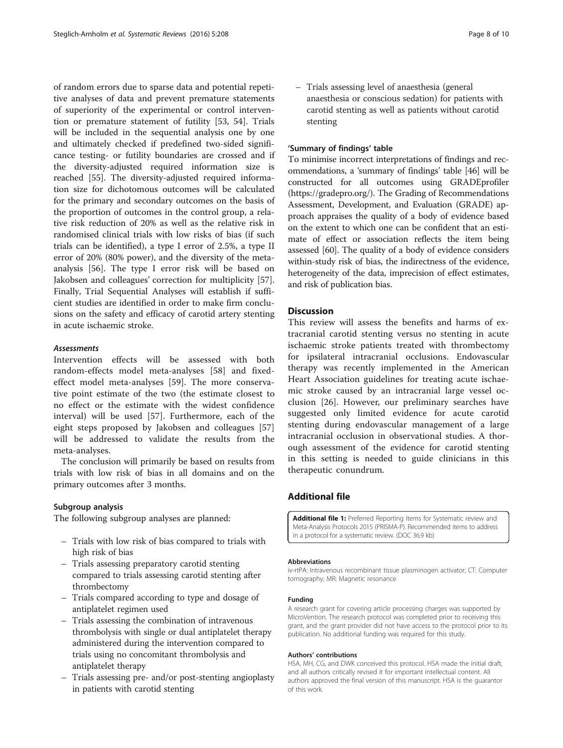of random errors due to sparse data and potential repetitive analyses of data and prevent premature statements of superiority of the experimental or control intervention or premature statement of futility [53, 54]. Trials will be included in the sequential analysis one by one and ultimately checked if predefined two-sided significance testing- or futility boundaries are crossed and if the diversity-adjusted required information size is reached [55]. The diversity-adjusted required information size for dichotomous outcomes will be calculated for the primary and secondary outcomes on the basis of the proportion of outcomes in the control group, a relative risk reduction of 20% as well as the relative risk in randomised clinical trials with low risks of bias (if such trials can be identified), a type I error of 2.5%, a type II error of 20% (80% power), and the diversity of the meta-analysis [56]. The type I error risk will be based on Jakobsen and colleagues' correction for multiplicity [57]. Finally, Trial Sequential Analyses will establish if sufficient studies are identified in order to make firm conclusions on the safety and efficacy of carotid artery stenting in acute ischaemic stroke.

#### *Assessments*

Intervention effects will be assessed with both random-effects model meta-analyses [58] and fixed-effect model meta-analyses [59]. The more conservative point estimate of the two (the estimate closest to no effect or the estimate with the widest confidence interval) will be used [57]. Furthermore, each of the eight steps proposed by Jakobsen and colleagues [57] will be addressed to validate the results from the meta-analyses.

The conclusion will primarily be based on results from trials with low risk of bias in all domains and on the primary outcomes after 3 months.

### Subgroup analysis

The following subgroup analyses are planned:

- Trials with low risk of bias compared to trials with high risk of bias
- Trials assessing preparatory carotid stenting compared to trials assessing carotid stenting after thrombectomy
- Trials compared according to type and dosage of antiplatelet regimen used
- Trials assessing the combination of intravenous thrombolysis with single or dual antiplatelet therapy administered during the intervention compared to trials using no concomitant thrombolysis and antiplatelet therapy
- Trials assessing pre- and/or post-stenting angioplasty in patients with carotid stenting
- Trials assessing level of anaesthesia (general anaesthesia or conscious sedation) for patients with carotid stenting as well as patients without carotid stenting

### 'Summary of findings' table

To minimise incorrect interpretations of findings and recommendations, a 'summary of findings' table [46] will be constructed for all outcomes using GRADEprofiler (https://gradepro.org/). The Grading of Recommendations Assessment, Development, and Evaluation (GRADE) approach appraises the quality of a body of evidence based on the extent to which one can be confident that an estimate of effect or association reflects the item being assessed [60]. The quality of a body of evidence considers within-study risk of bias, the indirectness of the evidence, heterogeneity of the data, imprecision of effect estimates, and risk of publication bias.

## Discussion

This review will assess the benefits and harms of extracranial carotid stenting versus no stenting in acute ischaemic stroke patients treated with thrombectomy for ipsilateral intracranial occlusions. Endovascular therapy was recently implemented in the American Heart Association guidelines for treating acute ischaemic stroke caused by an intracranial large vessel occlusion [26]. However, our preliminary searches have suggested only limited evidence for acute carotid stenting during endovascular management of a large intracranial occlusion in observational studies. A thorough assessment of the evidence for carotid stenting in this setting is needed to guide clinicians in this therapeutic conundrum.

## Additional file

**Additional file 1:** Preferred Reporting Items for Systematic review and Meta-Analysis Protocols 2015 (PRISMA-P). Recommended items to address in a protocol for a systematic review. (DOC 36.9 kb)

#### Abbreviations

iv-rtPA: Intravenous recombinant tissue plasminogen activator; CT: Computer tomography; MR: Magnetic resonance

#### Funding

A research grant for covering article processing charges was supported by MicroVention. The research protocol was completed prior to receiving this grant, and the grant provider did not have access to the protocol prior to its publication. No additional funding was required for this study.

#### Authors' contributions

HSA, MH, CG, and DWK conceived this protocol. HSA made the initial draft, and all authors critically revised it for important intellectual content. All authors approved the final version of this manuscript. HSA is the guarantor of this work.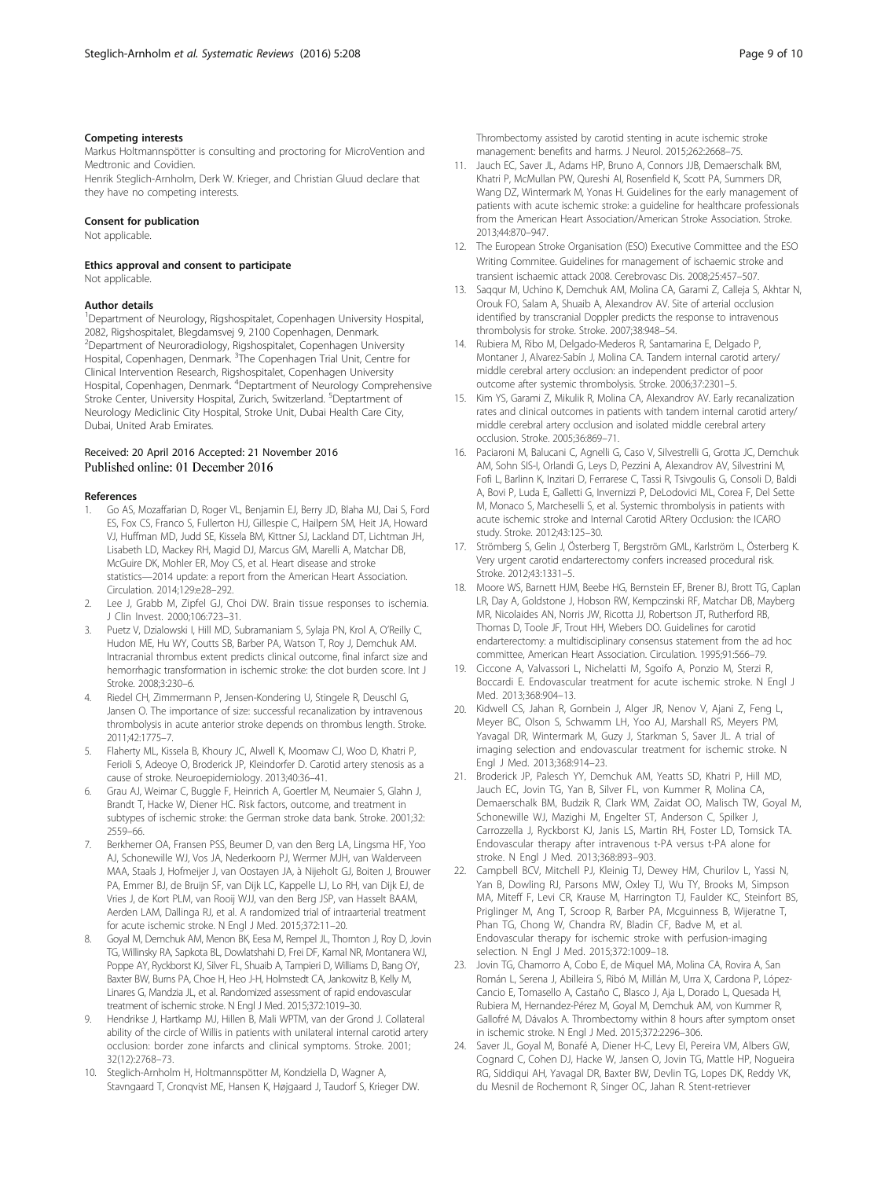### Competing interests

Markus Holtmannspötter is consulting and proctoring for MicroVention and Medtronic and Covidien.

Henrik Steglich-Arnholm, Derk W. Krieger, and Christian Gluud declare that they have no competing interests.

### Consent for publication

Not applicable.

### Ethics approval and consent to participate

Not applicable.

### Author details

[1]Department of Neurology, Rigshospitalet, Copenhagen University Hospital, 2082, Rigshospitalet, Blegdamsvej 9, 2100 Copenhagen, Denmark. [2]Department of Neuroradiology, Rigshospitalet, Copenhagen University Hospital, Copenhagen, Denmark. [3]The Copenhagen Trial Unit, Centre for Clinical Intervention Research, Rigshospitalet, Copenhagen University Hospital, Copenhagen, Denmark. [4]Deptartment of Neurology Comprehensive Stroke Center, University Hospital, Zurich, Switzerland. [5]Deptartment of Neurology Mediclinic City Hospital, Stroke Unit, Dubai Health Care City, Dubai, United Arab Emirates.

Received: 20 April 2016 Accepted: 21 November 2016
Published online: 01 December 2016

### References

1. Go AS, Mozaffarian D, Roger VL, Benjamin EJ, Berry JD, Blaha MJ, Dai S, Ford ES, Fox CS, Franco S, Fullerton HJ, Gillespie C, Hailpern SM, Heit JA, Howard VJ, Huffman MD, Judd SE, Kissela BM, Kittner SJ, Lackland DT, Lichtman JH, Lisabeth LD, Mackey RH, Magid DJ, Marcus GM, Marelli A, Matchar DB, McGuire DK, Mohler ER, Moy CS, et al. Heart disease and stroke statistics—2014 update: a report from the American Heart Association. Circulation. 2014;129:e28–292.
2. Lee J, Grabb M, Zipfel GJ, Choi DW. Brain tissue responses to ischemia. J Clin Invest. 2000;106:723–31.
3. Puetz V, Dzialowski I, Hill MD, Subramaniam S, Sylaja PN, Krol A, O'Reilly C, Hudon ME, Hu WY, Coutts SB, Barber PA, Watson T, Roy J, Demchuk AM. Intracranial thrombus extent predicts clinical outcome, final infarct size and hemorrhagic transformation in ischemic stroke: the clot burden score. Int J Stroke. 2008;3:230–6.
4. Riedel CH, Zimmermann P, Jensen-Kondering U, Stingele R, Deuschl G, Jansen O. The importance of size: successful recanalization by intravenous thrombolysis in acute anterior stroke depends on thrombus length. Stroke. 2011;42:1775–7.
5. Flaherty ML, Kissela B, Khoury JC, Alwell K, Moomaw CJ, Woo D, Khatri P, Ferioli S, Adeoye O, Broderick JP, Kleindorfer D. Carotid artery stenosis as a cause of stroke. Neuroepidemiology. 2013;40:36–41.
6. Grau AJ, Weimar C, Buggle F, Heinrich A, Goertler M, Neumaier S, Glahn J, Brandt T, Hacke W, Diener HC. Risk factors, outcome, and treatment in subtypes of ischemic stroke: the German stroke data bank. Stroke. 2001;32:2559–66.
7. Berkhemer OA, Fransen PSS, Beumer D, van den Berg LA, Lingsma HF, Yoo AJ, Schonewille WJ, Vos JA, Nederkoorn PJ, Wermer MJH, van Walderveen MAA, Staals J, Hofmeijer J, van Oostayen JA, à Nijeholt GJ, Boiten J, Brouwer PA, Emmer BJ, de Bruijn SF, van Dijk LC, Kappelle LJ, Lo RH, van Dijk EJ, de Vries J, de Kort PLM, van Rooij WJJ, van den Berg JSP, van Hasselt BAAM, Aerden LAM, Dallinga RJ, et al. A randomized trial of intraarterial treatment for acute ischemic stroke. N Engl J Med. 2015;372:11–20.
8. Goyal M, Demchuk AM, Menon BK, Eesa M, Rempel JL, Thornton J, Roy D, Jovin TG, Willinsky RA, Sapkota BL, Dowlatshahi D, Frei DF, Kamal NR, Montanera WJ, Poppe AY, Ryckborst KJ, Silver FL, Shuaib A, Tampieri D, Williams D, Bang OY, Baxter BW, Burns PA, Choe H, Heo J-H, Holmstedt CA, Jankowitz B, Kelly M, Linares G, Mandzia JL, et al. Randomized assessment of rapid endovascular treatment of ischemic stroke. N Engl J Med. 2015;372:1019–30.
9. Hendrikse J, Hartkamp MJ, Hillen B, Mali WPTM, van der Grond J. Collateral ability of the circle of Willis in patients with unilateral internal carotid artery occlusion: border zone infarcts and clinical symptoms. Stroke. 2001; 32(12):2768–73.
10. Steglich-Arnholm H, Holtmannspötter M, Kondziella D, Wagner A, Stavngaard T, Cronqvist ME, Hansen K, Højgaard J, Taudorf S, Krieger DW. Thrombectomy assisted by carotid stenting in acute ischemic stroke management: benefits and harms. J Neurol. 2015;262:2668–75.
11. Jauch EC, Saver JL, Adams HP, Bruno A, Connors JJB, Demaerschalk BM, Khatri P, McMullan PW, Qureshi AI, Rosenfield K, Scott PA, Summers DR, Wang DZ, Wintermark M, Yonas H. Guidelines for the early management of patients with acute ischemic stroke: a guideline for healthcare professionals from the American Heart Association/American Stroke Association. Stroke. 2013;44:870–947.
12. The European Stroke Organisation (ESO) Executive Committee and the ESO Writing Commitee. Guidelines for management of ischaemic stroke and transient ischaemic attack 2008. Cerebrovasc Dis. 2008;25:457–507.
13. Saqqur M, Uchino K, Demchuk AM, Molina CA, Garami Z, Calleja S, Akhtar N, Orouk FO, Salam A, Shuaib A, Alexandrov AV. Site of arterial occlusion identified by transcranial Doppler predicts the response to intravenous thrombolysis for stroke. Stroke. 2007;38:948–54.
14. Rubiera M, Ribo M, Delgado-Mederos R, Santamarina E, Delgado P, Montaner J, Alvarez-Sabín J, Molina CA. Tandem internal carotid artery/middle cerebral artery occlusion: an independent predictor of poor outcome after systemic thrombolysis. Stroke. 2006;37:2301–5.
15. Kim YS, Garami Z, Mikulik R, Molina CA, Alexandrov AV. Early recanalization rates and clinical outcomes in patients with tandem internal carotid artery/middle cerebral artery occlusion and isolated middle cerebral artery occlusion. Stroke. 2005;36:869–71.
16. Paciaroni M, Balucani C, Agnelli G, Caso V, Silvestrelli G, Grotta JC, Demchuk AM, Sohn SIS-I, Orlandi G, Leys D, Pezzini A, Alexandrov AV, Silvestrini M, Fofi L, Barlinn K, Inzitari D, Ferrarese C, Tassi R, Tsivgoulis G, Consoli D, Baldi A, Bovi P, Luda E, Galletti G, Invernizzi P, DeLodovici ML, Corea F, Del Sette M, Monaco S, Marcheselli S, et al. Systemic thrombolysis in patients with acute ischemic stroke and Internal Carotid ARtery Occlusion: the ICARO study. Stroke. 2012;43:125–30.
17. Strömberg S, Gelin J, Österberg T, Bergström GML, Karlström L, Österberg K. Very urgent carotid endarterectomy confers increased procedural risk. Stroke. 2012;43:1331–5.
18. Moore WS, Barnett HJM, Beebe HG, Bernstein EF, Brener BJ, Brott TG, Caplan LR, Day A, Goldstone J, Hobson RW, Kempczinski RF, Matchar DB, Mayberg MR, Nicolaides AN, Norris JW, Ricotta JJ, Robertson JT, Rutherford RB, Thomas D, Toole JF, Trout HH, Wiebers DO. Guidelines for carotid endarterectomy: a multidisciplinary consensus statement from the ad hoc committee, American Heart Association. Circulation. 1995;91:566–79.
19. Ciccone A, Valvassori L, Nichelatti M, Sgoifo A, Ponzio M, Sterzi R, Boccardi E. Endovascular treatment for acute ischemic stroke. N Engl J Med. 2013;368:904–13.
20. Kidwell CS, Jahan R, Gornbein J, Alger JR, Nenov V, Ajani Z, Feng L, Meyer BC, Olson S, Schwamm LH, Yoo AJ, Marshall RS, Meyers PM, Yavagal DR, Wintermark M, Guzy J, Starkman S, Saver JL. A trial of imaging selection and endovascular treatment for ischemic stroke. N Engl J Med. 2013;368:914–23.
21. Broderick JP, Palesch YY, Demchuk AM, Yeatts SD, Khatri P, Hill MD, Jauch EC, Jovin TG, Yan B, Silver FL, von Kummer R, Molina CA, Demaerschalk BM, Budzik R, Clark WM, Zaidat OO, Malisch TW, Goyal M, Schonewille WJ, Mazighi M, Engelter ST, Anderson C, Spilker J, Carrozzella J, Ryckborst KJ, Janis LS, Martin RH, Foster LD, Tomsick TA. Endovascular therapy after intravenous t-PA versus t-PA alone for stroke. N Engl J Med. 2013;368:893–903.
22. Campbell BCV, Mitchell PJ, Kleinig TJ, Dewey HM, Churilov L, Yassi N, Yan B, Dowling RJ, Parsons MW, Oxley TJ, Wu TY, Brooks M, Simpson MA, Miteff F, Levi CR, Krause M, Harrington TJ, Faulder KC, Steinfort BS, Priglinger M, Ang T, Scroop R, Barber PA, Mcguinness B, Wijeratne T, Phan TG, Chong W, Chandra RV, Bladin CF, Badve M, et al. Endovascular therapy for ischemic stroke with perfusion-imaging selection. N Engl J Med. 2015;372:1009–18.
23. Jovin TG, Chamorro A, Cobo E, de Miquel MA, Molina CA, Rovira A, San Román L, Serena J, Abilleira S, Ribó M, Millán M, Urra X, Cardona P, López-Cancio E, Tomasello A, Castaño C, Blasco J, Aja L, Dorado L, Quesada H, Rubiera M, Hernandez-Pérez M, Goyal M, Demchuk AM, von Kummer R, Gallofré M, Dávalos A. Thrombectomy within 8 hours after symptom onset in ischemic stroke. N Engl J Med. 2015;372:2296–306.
24. Saver JL, Goyal M, Bonafé A, Diener H-C, Levy EI, Pereira VM, Albers GW, Cognard C, Cohen DJ, Hacke W, Jansen O, Jovin TG, Mattle HP, Nogueira RG, Siddiqui AH, Yavagal DR, Baxter BW, Devlin TG, Lopes DK, Reddy VK, du Mesnil de Rochemont R, Singer OC, Jahan R. Stent-retriever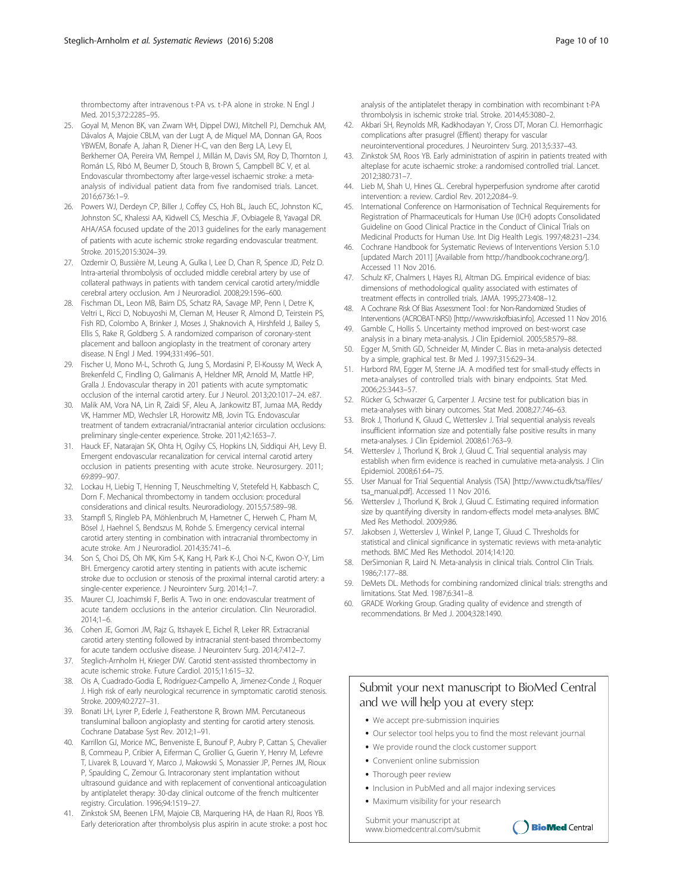thrombectomy after intravenous t-PA vs. t-PA alone in stroke. N Engl J Med. 2015;372:2285–95.

25. Goyal M, Menon BK, van Zwam WH, Dippel DWJ, Mitchell PJ, Demchuk AM, Dávalos A, Majoie CBLM, van der Lugt A, de Miquel MA, Donnan GA, Roos YBWEM, Bonafe A, Jahan R, Diener H-C, van den Berg LA, Levy EI, Berkhemer OA, Pereira VM, Rempel J, Millán M, Davis SM, Roy D, Thornton J, Román LS, Ribó M, Beumer D, Stouch B, Brown S, Campbell BC V, et al. Endovascular thrombectomy after large-vessel ischaemic stroke: a meta-analysis of individual patient data from five randomised trials. Lancet. 2016;6736:1–9.
26. Powers WJ, Derdeyn CP, Biller J, Coffey CS, Hoh BL, Jauch EC, Johnston KC, Johnston SC, Khalessi AA, Kidwell CS, Meschia JF, Ovbiagele B, Yavagal DR. AHA/ASA focused update of the 2013 guidelines for the early management of patients with acute ischemic stroke regarding endovascular treatment. Stroke. 2015;2015:3024–39.
27. Ozdemir O, Bussière M, Leung A, Gulka I, Lee D, Chan R, Spence JD, Pelz D. Intra-arterial thrombolysis of occluded middle cerebral artery by use of collateral pathways in patients with tandem cervical carotid artery/middle cerebral artery occlusion. Am J Neuroradiol. 2008;29:1596–600.
28. Fischman DL, Leon MB, Baim DS, Schatz RA, Savage MP, Penn I, Detre K, Veltri L, Ricci D, Nobuyoshi M, Cleman M, Heuser R, Almond D, Teirstein PS, Fish RD, Colombo A, Brinker J, Moses J, Shaknovich A, Hirshfeld J, Bailey S, Ellis S, Rake R, Goldberg S. A randomized comparison of coronary-stent placement and balloon angioplasty in the treatment of coronary artery disease. N Engl J Med. 1994;331:496–501.
29. Fischer U, Mono M-L, Schroth G, Jung S, Mordasini P, El-Koussy M, Weck A, Brekenfeld C, Findling O, Galimanis A, Heldner MR, Arnold M, Mattle HP, Gralla J. Endovascular therapy in 201 patients with acute symptomatic occlusion of the internal carotid artery. Eur J Neurol. 2013;20:1017–24. e87.
30. Malik AM, Vora NA, Lin R, Zaidi SF, Aleu A, Jankowitz BT, Jumaa MA, Reddy VK, Hammer MD, Wechsler LR, Horowitz MB, Jovin TG. Endovascular treatment of tandem extracranial/intracranial anterior circulation occlusions: preliminary single-center experience. Stroke. 2011;42:1653–7.
31. Hauck EF, Natarajan SK, Ohta H, Ogilvy CS, Hopkins LN, Siddiqui AH, Levy EI. Emergent endovascular recanalization for cervical internal carotid artery occlusion in patients presenting with acute stroke. Neurosurgery. 2011; 69:899–907.
32. Lockau H, Liebig T, Henning T, Neuschmelting V, Stetefeld H, Kabbasch C, Dorn F. Mechanical thrombectomy in tandem occlusion: procedural considerations and clinical results. Neuroradiology. 2015;57:589–98.
33. Stampfl S, Ringleb PA, Möhlenbruch M, Hametner C, Herweh C, Pham M, Bösel J, Haehnel S, Bendszus M, Rohde S. Emergency cervical internal carotid artery stenting in combination with intracranial thrombectomy in acute stroke. Am J Neuroradiol. 2014;35:741–6.
34. Son S, Choi DS, Oh MK, Kim S-K, Kang H, Park K-J, Choi N-C, Kwon O-Y, Lim BH. Emergency carotid artery stenting in patients with acute ischemic stroke due to occlusion or stenosis of the proximal internal carotid artery: a single-center experience. J Neurointerv Surg. 2014;1–7.
35. Maurer CJ, Joachimski F, Berlis A. Two in one: endovascular treatment of acute tandem occlusions in the anterior circulation. Clin Neuroradiol. 2014;1–6.
36. Cohen JE, Gomori JM, Rajz G, Itshayek E, Eichel R, Leker RR. Extracranial carotid artery stenting followed by intracranial stent-based thrombectomy for acute tandem occlusive disease. J Neurointerv Surg. 2014;7:412–7.
37. Steglich-Arnholm H, Krieger DW. Carotid stent-assisted thrombectomy in acute ischemic stroke. Future Cardiol. 2015;11:615–32.
38. Ois A, Cuadrado-Godia E, Rodríguez-Campello A, Jimenez-Conde J, Roquer J. High risk of early neurological recurrence in symptomatic carotid stenosis. Stroke. 2009;40:2727–31.
39. Bonati LH, Lyrer P, Ederle J, Featherstone R, Brown MM. Percutaneous transluminal balloon angioplasty and stenting for carotid artery stenosis. Cochrane Database Syst Rev. 2012;1–91.
40. Karrillon GJ, Morice MC, Benveniste E, Bunouf P, Aubry P, Cattan S, Chevalier B, Commeau P, Cribier A, Eiferman C, Grollier G, Guerin Y, Henry M, Lefevre T, Livarek B, Louvard Y, Marco J, Makowski S, Monassier JP, Pernes JM, Rioux P, Spaulding C, Zemour G. Intracoronary stent implantation without ultrasound guidance and with replacement of conventional anticoagulation by antiplatelet therapy: 30-day clinical outcome of the french multicenter registry. Circulation. 1996;94:1519–27.
41. Zinkstok SM, Beenen LFM, Majoie CB, Marquering HA, de Haan RJ, Roos YB. Early deterioration after thrombolysis plus aspirin in acute stroke: a post hoc analysis of the antiplatelet therapy in combination with recombinant t-PA thrombolysis in ischemic stroke trial. Stroke. 2014;45:3080–2.
42. Akbari SH, Reynolds MR, Kadkhodayan Y, Cross DT, Moran CJ. Hemorrhagic complications after prasugrel (Effient) therapy for vascular neurointerventional procedures. J Neurointerv Surg. 2013;5:337–43.
43. Zinkstok SM, Roos YB. Early administration of aspirin in patients treated with alteplase for acute ischaemic stroke: a randomised controlled trial. Lancet. 2012;380:731–7.
44. Lieb M, Shah U, Hines GL. Cerebral hyperperfusion syndrome after carotid intervention: a review. Cardiol Rev. 2012;20:84–9.
45. International Conference on Harmonisation of Technical Requirements for Registration of Pharmaceuticals for Human Use (ICH) adopts Consolidated Guideline on Good Clinical Practice in the Conduct of Clinical Trials on Medicinal Products for Human Use. Int Dig Health Legis. 1997;48:231–234.
46. Cochrane Handbook for Systematic Reviews of Interventions Version 5.1.0 [updated March 2011] [Available from http://handbook.cochrane.org/]. Accessed 11 Nov 2016.
47. Schulz KF, Chalmers I, Hayes RJ, Altman DG. Empirical evidence of bias: dimensions of methodological quality associated with estimates of treatment effects in controlled trials. JAMA. 1995;273:408–12.
48. A Cochrane Risk Of Bias Assessment Tool : for Non-Randomized Studies of Interventions (ACROBAT-NRSI) [http://www.riskofbias.info]. Accessed 11 Nov 2016.
49. Gamble C, Hollis S. Uncertainty method improved on best-worst case analysis in a binary meta-analysis. J Clin Epidemiol. 2005;58:579–88.
50. Egger M, Smith GD, Schneider M, Minder C. Bias in meta-analysis detected by a simple, graphical test. Br Med J. 1997;315:629–34.
51. Harbord RM, Egger M, Sterne JA. A modified test for small-study effects in meta-analyses of controlled trials with binary endpoints. Stat Med. 2006;25:3443–57.
52. Rücker G, Schwarzer G, Carpenter J. Arcsine test for publication bias in meta-analyses with binary outcomes. Stat Med. 2008;27:746–63.
53. Brok J, Thorlund K, Gluud C, Wetterslev J. Trial sequential analysis reveals insufficient information size and potentially false positive results in many meta-analyses. J Clin Epidemiol. 2008;61:763–9.
54. Wetterslev J, Thorlund K, Brok J, Gluud C. Trial sequential analysis may establish when firm evidence is reached in cumulative meta-analysis. J Clin Epidemiol. 2008;61:64–75.
55. User Manual for Trial Sequential Analysis (TSA) [http://www.ctu.dk/tsa/files/tsa_manual.pdf]. Accessed 11 Nov 2016.
56. Wetterslev J, Thorlund K, Brok J, Gluud C. Estimating required information size by quantifying diversity in random-effects model meta-analyses. BMC Med Res Methodol. 2009;9:86.
57. Jakobsen J, Wetterslev J, Winkel P, Lange T, Gluud C. Thresholds for statistical and clinical significance in systematic reviews with meta-analytic methods. BMC Med Res Methodol. 2014;14:120.
58. DerSimonian R, Laird N. Meta-analysis in clinical trials. Control Clin Trials. 1986;7:177–88.
59. DeMets DL. Methods for combining randomized clinical trials: strengths and limitations. Stat Med. 1987;6:341–8.
60. GRADE Working Group. Grading quality of evidence and strength of recommendations. Br Med J. 2004;328:1490.

## Submit your next manuscript to BioMed Central and we will help you at every step:

- We accept pre-submission inquiries
- Our selector tool helps you to find the most relevant journal
- We provide round the clock customer support
- Convenient online submission
- Thorough peer review
- Inclusion in PubMed and all major indexing services
- Maximum visibility for your research

Submit your manuscript at
www.biomedcentral.com/submit

BioMed Central